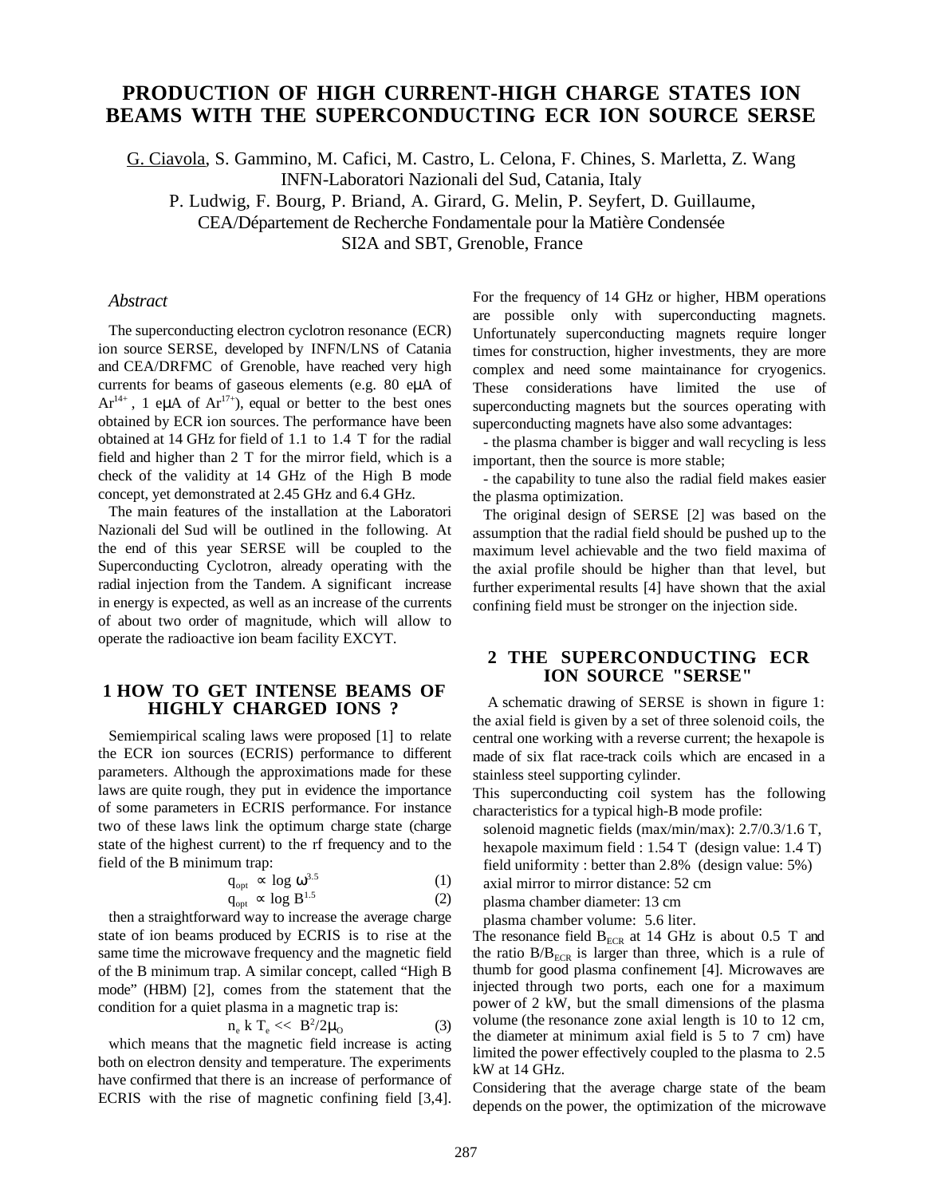# PRODUCTION OF HIGH CURRENT-HIGH CHARGE STATES ION BEAMS WITH THE SUPERCONDUCTING ECR ION SOURCE SERSE

G. Ciavola, S. Gammino, M. Cafici, M. Castro, L. Celona, F. Chines, S. Marletta, Z. Wang
INFN-Laboratori Nazionali del Sud, Catania, Italy
P. Ludwig, F. Bourg, P. Briand, A. Girard, G. Melin, P. Seyfert, D. Guillaume,
CEA/Département de Recherche Fondamentale pour la Matière Condensée
SI2A and SBT, Grenoble, France

### *Abstract*

The superconducting electron cyclotron resonance (ECR) ion source SERSE, developed by INFN/LNS of Catania and CEA/DRFMC of Grenoble, have reached very high currents for beams of gaseous elements (e.g. 80 eμA of $Ar^{14+}$, 1 eμA of $Ar^{17+}$), equal or better to the best ones obtained by ECR ion sources. The performance have been obtained at 14 GHz for field of 1.1 to 1.4 T for the radial field and higher than 2 T for the mirror field, which is a check of the validity at 14 GHz of the High B mode concept, yet demonstrated at 2.45 GHz and 6.4 GHz.

The main features of the installation at the Laboratori Nazionali del Sud will be outlined in the following. At the end of this year SERSE will be coupled to the Superconducting Cyclotron, already operating with the radial injection from the Tandem. A significant increase in energy is expected, as well as an increase of the currents of about two order of magnitude, which will allow to operate the radioactive ion beam facility EXCYT.

## 1 HOW TO GET INTENSE BEAMS OF HIGHLY CHARGED IONS ?

Semiempirical scaling laws were proposed [1] to relate the ECR ion sources (ECRIS) performance to different parameters. Although the approximations made for these laws are quite rough, they put in evidence the importance of some parameters in ECRIS performance. For instance two of these laws link the optimum charge state (charge state of the highest current) to the rf frequency and to the field of the B minimum trap:

$$q_{opt} \propto \log \omega^{3.5} \qquad (1)$$

$$q_{opt} \propto \log B^{1.5} \qquad (2)$$

then a straightforward way to increase the average charge state of ion beams produced by ECRIS is to rise at the same time the microwave frequency and the magnetic field of the B minimum trap. A similar concept, called "High B mode" (HBM) [2], comes from the statement that the condition for a quiet plasma in a magnetic trap is:

$$n_e \, k \, T_e << B^2/2\mu_O \qquad (3)$$

which means that the magnetic field increase is acting both on electron density and temperature. The experiments have confirmed that there is an increase of performance of ECRIS with the rise of magnetic confining field [3,4].

For the frequency of 14 GHz or higher, HBM operations are possible only with superconducting magnets. Unfortunately superconducting magnets require longer times for construction, higher investments, they are more complex and need some maintainance for cryogenics. These considerations have limited the use of superconducting magnets but the sources operating with superconducting magnets have also some advantages:

- the plasma chamber is bigger and wall recycling is less important, then the source is more stable;
- the capability to tune also the radial field makes easier the plasma optimization.

The original design of SERSE [2] was based on the assumption that the radial field should be pushed up to the maximum level achievable and the two field maxima of the axial profile should be higher than that level, but further experimental results [4] have shown that the axial confining field must be stronger on the injection side.

## 2 THE SUPERCONDUCTING ECR ION SOURCE "SERSE"

A schematic drawing of SERSE is shown in figure 1: the axial field is given by a set of three solenoid coils, the central one working with a reverse current; the hexapole is made of six flat race-track coils which are encased in a stainless steel supporting cylinder.

This superconducting coil system has the following characteristics for a typical high-B mode profile:

solenoid magnetic fields (max/min/max): 2.7/0.3/1.6 T,
hexapole maximum field : 1.54 T (design value: 1.4 T)
field uniformity : better than 2.8% (design value: 5%)
axial mirror to mirror distance: 52 cm
plasma chamber diameter: 13 cm
plasma chamber volume: 5.6 liter.

The resonance field $B_{ECR}$ at 14 GHz is about 0.5 T and the ratio $B/B_{ECR}$ is larger than three, which is a rule of thumb for good plasma confinement [4]. Microwaves are injected through two ports, each one for a maximum power of 2 kW, but the small dimensions of the plasma volume (the resonance zone axial length is 10 to 12 cm, the diameter at minimum axial field is 5 to 7 cm) have limited the power effectively coupled to the plasma to 2.5 kW at 14 GHz.

Considering that the average charge state of the beam depends on the power, the optimization of the microwave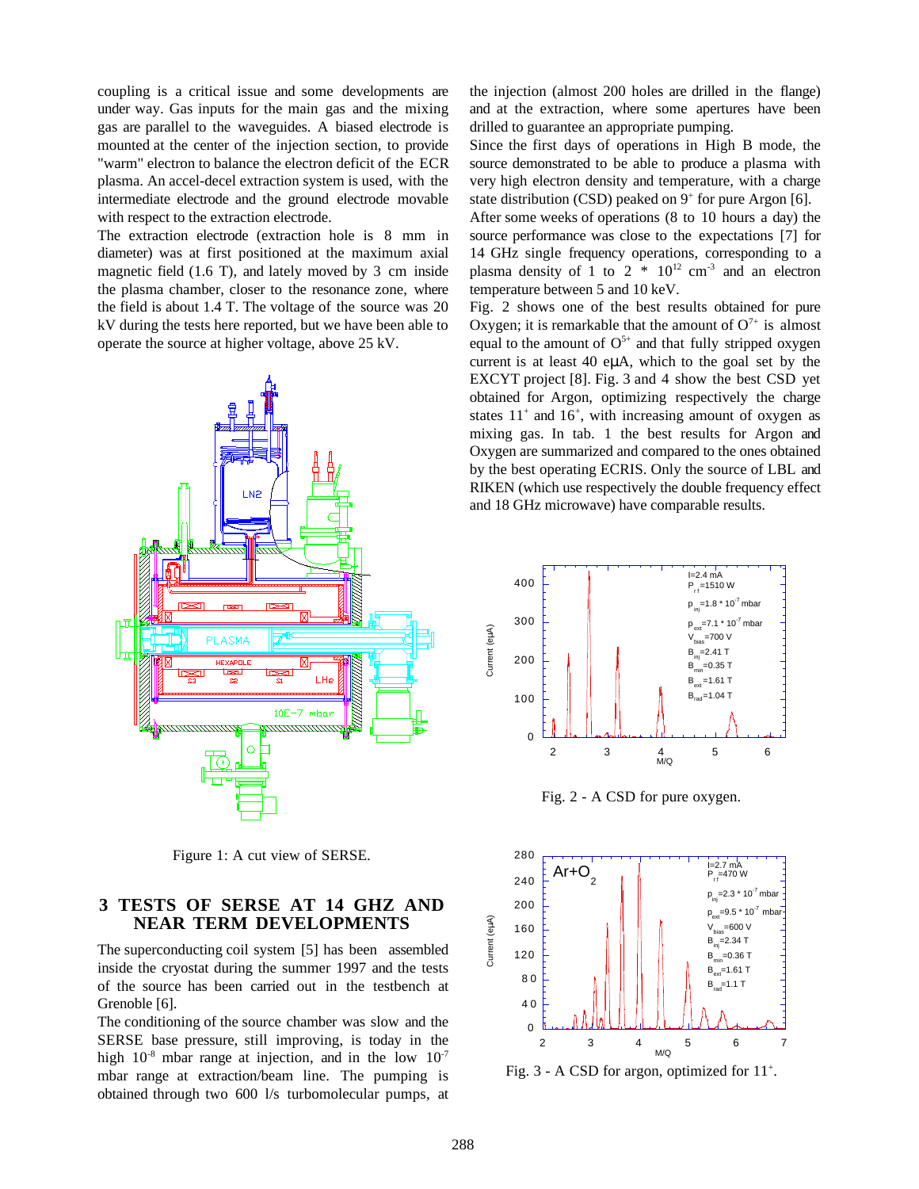coupling is a critical issue and some developments are under way. Gas inputs for the main gas and the mixing gas are parallel to the waveguides. A biased electrode is mounted at the center of the injection section, to provide "warm" electron to balance the electron deficit of the ECR plasma. An accel-decel extraction system is used, with the intermediate electrode and the ground electrode movable with respect to the extraction electrode.

The extraction electrode (extraction hole is 8 mm in diameter) was at first positioned at the maximum axial magnetic field (1.6 T), and lately moved by 3 cm inside the plasma chamber, closer to the resonance zone, where the field is about 1.4 T. The voltage of the source was 20 kV during the tests here reported, but we have been able to operate the source at higher voltage, above 25 kV.

Figure 1: A cut view of SERSE.

## 3 TESTS OF SERSE AT 14 GHZ AND NEAR TERM DEVELOPMENTS

The superconducting coil system [5] has been assembled inside the cryostat during the summer 1997 and the tests of the source has been carried out in the testbench at Grenoble [6].

The conditioning of the source chamber was slow and the SERSE base pressure, still improving, is today in the high $10^{-8}$ mbar range at injection, and in the low $10^{-7}$ mbar range at extraction/beam line. The pumping is obtained through two 600 l/s turbomolecular pumps, at the injection (almost 200 holes are drilled in the flange) and at the extraction, where some apertures have been drilled to guarantee an appropriate pumping.

Since the first days of operations in High B mode, the source demonstrated to be able to produce a plasma with very high electron density and temperature, with a charge state distribution (CSD) peaked on $9^+$ for pure Argon [6].

After some weeks of operations (8 to 10 hours a day) the source performance was close to the expectations [7] for 14 GHz single frequency operations, corresponding to a plasma density of 1 to 2 * $10^{12}$ $cm^{-3}$ and an electron temperature between 5 and 10 keV.

Fig. 2 shows one of the best results obtained for pure Oxygen; it is remarkable that the amount of $O^{7+}$ is almost equal to the amount of $O^{5+}$ and that fully stripped oxygen current is at least 40 eμA, which to the goal set by the EXCYT project [8]. Fig. 3 and 4 show the best CSD yet obtained for Argon, optimizing respectively the charge states $11^+$ and $16^+$, with increasing amount of oxygen as mixing gas. In tab. 1 the best results for Argon and Oxygen are summarized and compared to the ones obtained by the best operating ECRIS. Only the source of LBL and RIKEN (which use respectively the double frequency effect and 18 GHz microwave) have comparable results.

Fig. 2 - A CSD for pure oxygen.

Fig. 3 - A CSD for argon, optimized for $11^+$.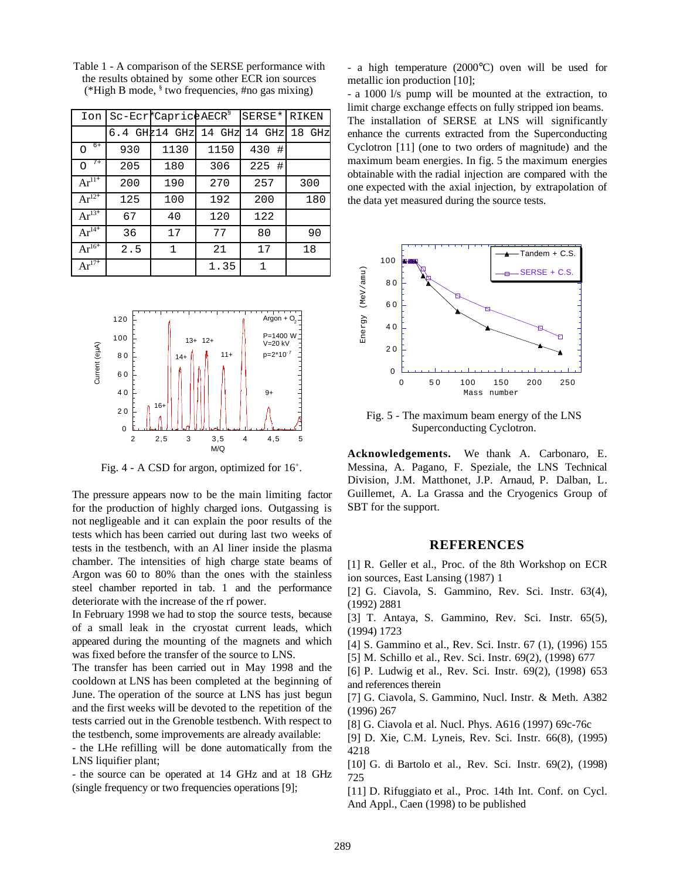Table 1 - A comparison of the SERSE performance with the results obtained by some other ECR ion sources (*High B mode, § two frequencies, #no gas mixing)

| Ion | Sc-Ecr | *Caprice | AECR§ | SERSE* | RIKEN |
|---|---|---|---|---|---|
| | 6.4 GHz | 14 GHz | 14 GHz | 14 GHz | 18 GHz |
| $O^{6+}$ | 930 | 1130 | 1150 | 430 # | |
| $O^{7+}$ | 205 | 180 | 306 | 225 # | |
| $Ar^{11+}$ | 200 | 190 | 270 | 257 | 300 |
| $Ar^{12+}$ | 125 | 100 | 192 | 200 | 180 |
| $Ar^{13+}$ | 67 | 40 | 120 | 122 | |
| $Ar^{14+}$ | 36 | 17 | 77 | 80 | 90 |
| $Ar^{16+}$ | 2.5 | 1 | 21 | 17 | 18 |
| $Ar^{17+}$ | | | 1.35 | 1 | |

Argon + $O_2$
P=1400 W
V=20 kV
p=2*10$^{-7}$
16+ 14+ 13+ 12+ 11+ 9+
Current (eμA)
M/Q
0 20 40 60 80 100 120
2 2,5 3 3,5 4 4,5 5

Fig. 4 - A CSD for argon, optimized for $16^+$.

The pressure appears now to be the main limiting factor for the production of highly charged ions. Outgassing is not negligeable and it can explain the poor results of the tests which has been carried out during last two weeks of tests in the testbench, with an Al liner inside the plasma chamber. The intensities of high charge state beams of Argon was 60 to 80% than the ones with the stainless steel chamber reported in tab. 1 and the performance deteriorate with the increase of the rf power.

In February 1998 we had to stop the source tests, because of a small leak in the cryostat current leads, which appeared during the mounting of the magnets and which was fixed before the transfer of the source to LNS.

The transfer has been carried out in May 1998 and the cooldown at LNS has been completed at the beginning of June. The operation of the source at LNS has just begun and the first weeks will be devoted to the repetition of the tests carried out in the Grenoble testbench. With respect to the testbench, some improvements are already available:

- the LHe refilling will be done automatically from the LNS liquifier plant;
- the source can be operated at 14 GHz and at 18 GHz (single frequency or two frequencies operations [9];
- a high temperature (2000°C) oven will be used for metallic ion production [10];
- a 1000 l/s pump will be mounted at the extraction, to limit charge exchange effects on fully stripped ion beams.

The installation of SERSE at LNS will significantly enhance the currents extracted from the Superconducting Cyclotron [11] (one to two orders of magnitude) and the maximum beam energies. In fig. 5 the maximum energies obtainable with the radial injection are compared with the one expected with the axial injection, by extrapolation of the data yet measured during the source tests.

Tandem + C.S.
SERSE + C.S.
Energy (MeV/amu)
Mass number
0 20 40 60 80 100
0 50 100 150 200 250

Fig. 5 - The maximum beam energy of the LNS Superconducting Cyclotron.

**Acknowledgements.** We thank A. Carbonaro, E. Messina, A. Pagano, F. Speziale, the LNS Technical Division, J.M. Matthonet, J.P. Arnaud, P. Dalban, L. Guillemet, A. La Grassa and the Cryogenics Group of SBT for the support.

## REFERENCES

[1] R. Geller et al., Proc. of the 8th Workshop on ECR ion sources, East Lansing (1987) 1

[2] G. Ciavola, S. Gammino, Rev. Sci. Instr. 63(4), (1992) 2881

[3] T. Antaya, S. Gammino, Rev. Sci. Instr. 65(5), (1994) 1723

[4] S. Gammino et al., Rev. Sci. Instr. 67 (1), (1996) 155

[5] M. Schillo et al., Rev. Sci. Instr. 69(2), (1998) 677

[6] P. Ludwig et al., Rev. Sci. Instr. 69(2), (1998) 653 and references therein

[7] G. Ciavola, S. Gammino, Nucl. Instr. & Meth. A382 (1996) 267

[8] G. Ciavola et al. Nucl. Phys. A616 (1997) 69c-76c

[9] D. Xie, C.M. Lyneis, Rev. Sci. Instr. 66(8), (1995) 4218

[10] G. di Bartolo et al., Rev. Sci. Instr. 69(2), (1998) 725

[11] D. Rifuggiato et al., Proc. 14th Int. Conf. on Cycl. And Appl., Caen (1998) to be published